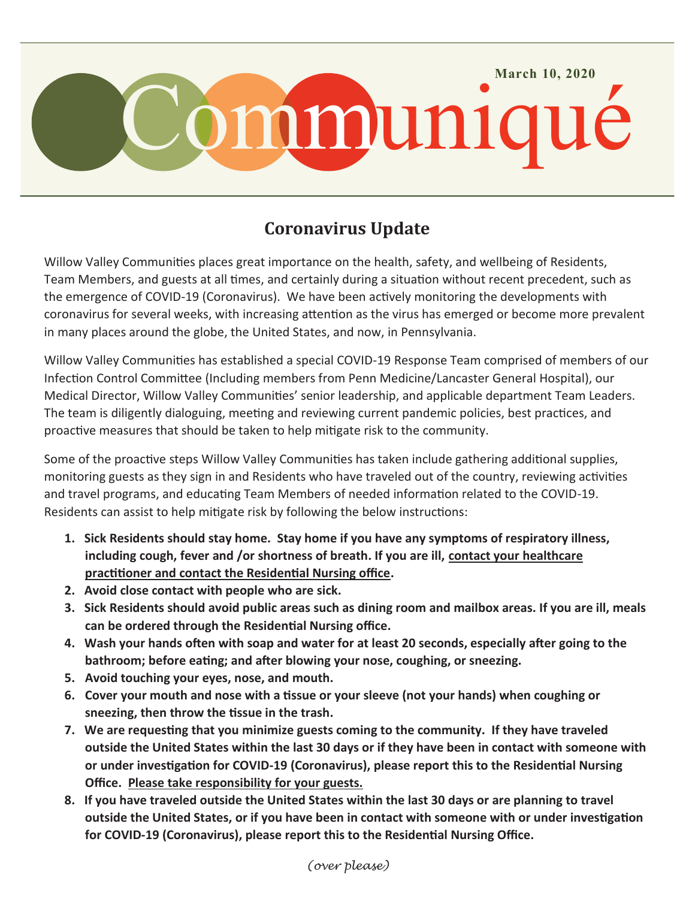March 10, 2020

# Communiqué

## Coronavirus Update

Willow Valley Communities places great importance on the health, safety, and wellbeing of Residents, Team Members, and guests at all times, and certainly during a situation without recent precedent, such as the emergence of COVID-19 (Coronavirus). We have been actively monitoring the developments with coronavirus for several weeks, with increasing attention as the virus has emerged or become more prevalent in many places around the globe, the United States, and now, in Pennsylvania.

Willow Valley Communities has established a special COVID-19 Response Team comprised of members of our Infection Control Committee (Including members from Penn Medicine/Lancaster General Hospital), our Medical Director, Willow Valley Communities' senior leadership, and applicable department Team Leaders. The team is diligently dialoguing, meeting and reviewing current pandemic policies, best practices, and proactive measures that should be taken to help mitigate risk to the community.

Some of the proactive steps Willow Valley Communities has taken include gathering additional supplies, monitoring guests as they sign in and Residents who have traveled out of the country, reviewing activities and travel programs, and educating Team Members of needed information related to the COVID-19. Residents can assist to help mitigate risk by following the below instructions:

1. **Sick Residents should stay home. Stay home if you have any symptoms of respiratory illness, including cough, fever and /or shortness of breath. If you are ill, contact your healthcare practitioner and contact the Residential Nursing office.**
2. **Avoid close contact with people who are sick.**
3. **Sick Residents should avoid public areas such as dining room and mailbox areas. If you are ill, meals can be ordered through the Residential Nursing office.**
4. **Wash your hands often with soap and water for at least 20 seconds, especially after going to the bathroom; before eating; and after blowing your nose, coughing, or sneezing.**
5. **Avoid touching your eyes, nose, and mouth.**
6. **Cover your mouth and nose with a tissue or your sleeve (not your hands) when coughing or sneezing, then throw the tissue in the trash.**
7. **We are requesting that you minimize guests coming to the community. If they have traveled outside the United States within the last 30 days or if they have been in contact with someone with or under investigation for COVID-19 (Coronavirus), please report this to the Residential Nursing Office. Please take responsibility for your guests.**
8. **If you have traveled outside the United States within the last 30 days or are planning to travel outside the United States, or if you have been in contact with someone with or under investigation for COVID-19 (Coronavirus), please report this to the Residential Nursing Office.**

*(over please)*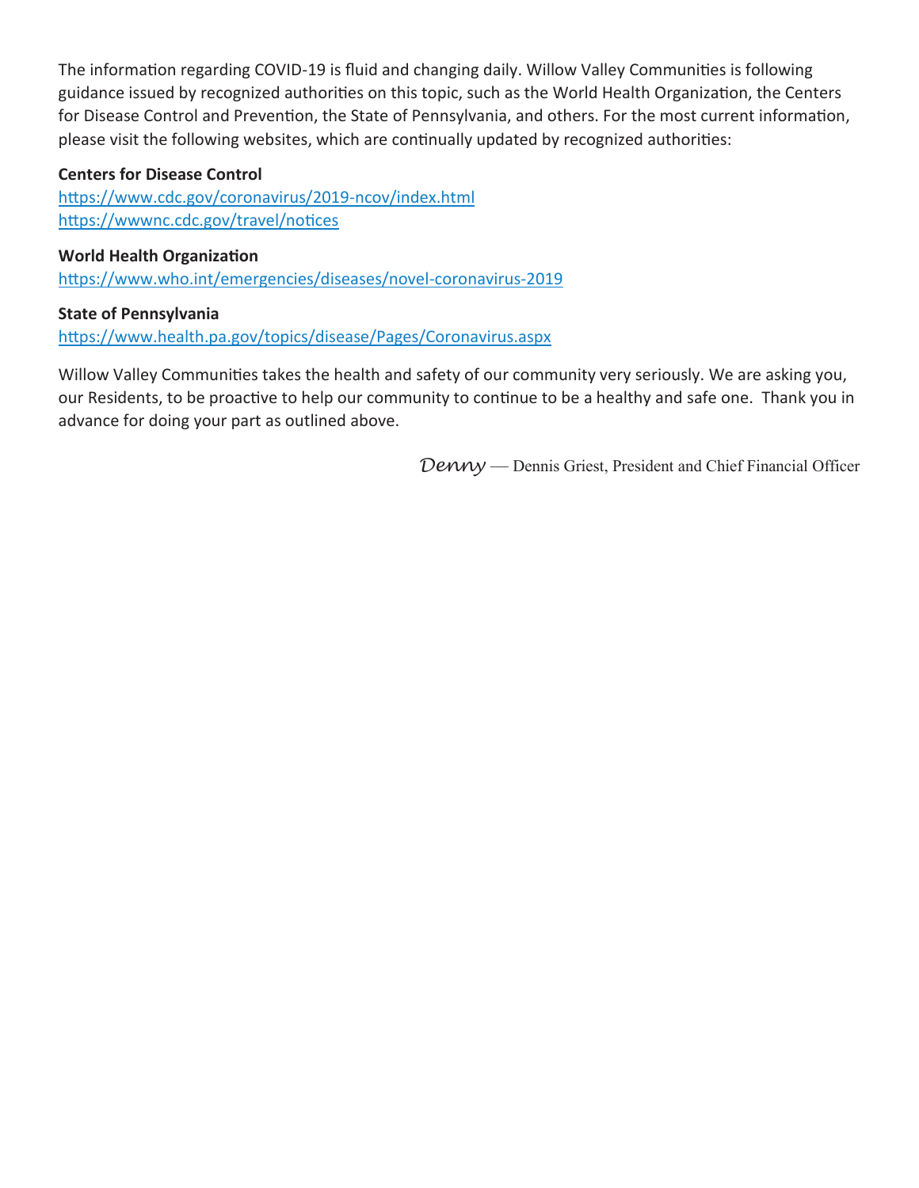The information regarding COVID-19 is fluid and changing daily. Willow Valley Communities is following guidance issued by recognized authorities on this topic, such as the World Health Organization, the Centers for Disease Control and Prevention, the State of Pennsylvania, and others. For the most current information, please visit the following websites, which are continually updated by recognized authorities:

**Centers for Disease Control**
https://www.cdc.gov/coronavirus/2019-ncov/index.html
https://wwwnc.cdc.gov/travel/notices

**World Health Organization**
https://www.who.int/emergencies/diseases/novel-coronavirus-2019

**State of Pennsylvania**
https://www.health.pa.gov/topics/disease/Pages/Coronavirus.aspx

Willow Valley Communities takes the health and safety of our community very seriously. We are asking you, our Residents, to be proactive to help our community to continue to be a healthy and safe one. Thank you in advance for doing your part as outlined above.

*Denny* — Dennis Griest, President and Chief Financial Officer